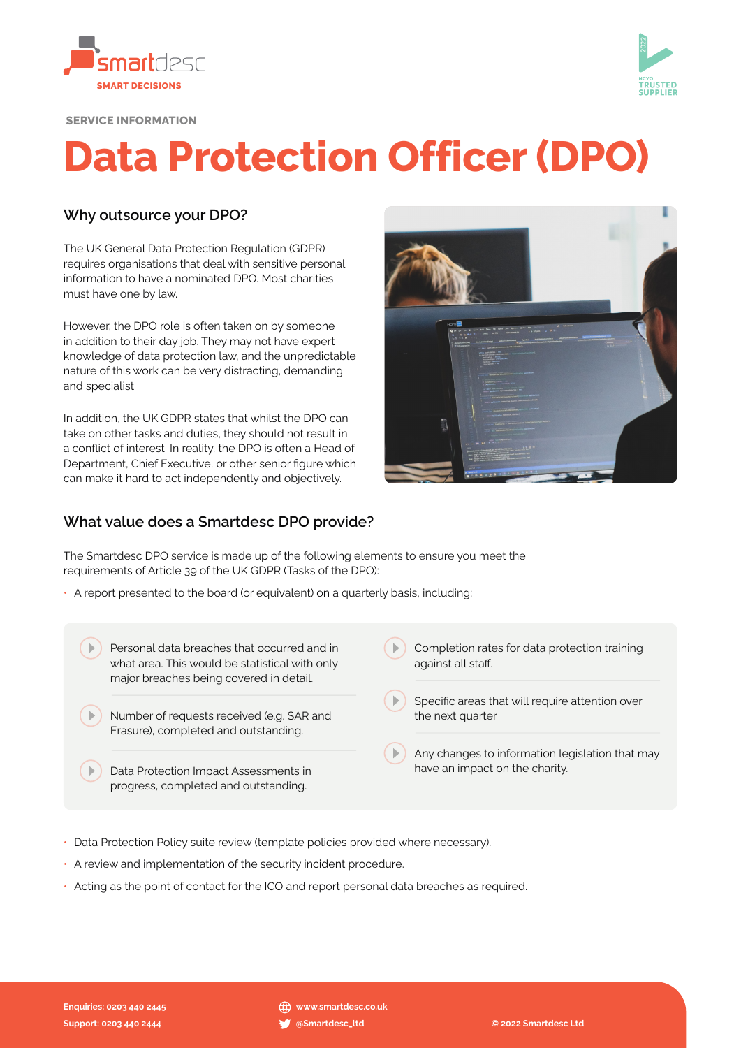SERVICE INFORMATION

# Data Protection Officer (DPO)

## Why outsource your DPO?

The UK General Data Protection Regulation (GDPR) requires organisations that deal with sensitive personal information to have a nominated DPO. Most charities must have one by law.

However, the DPO role is often taken on by someone in addition to their day job. They may not have expert knowledge of data protection law, and the unpredictable nature of this work can be very distracting, demanding and specialist.

In addition, the UK GDPR states that whilst the DPO can take on other tasks and duties, they should not result in a conflict of interest. In reality, the DPO is often a Head of Department, Chief Executive, or other senior figure which can make it hard to act independently and objectively.

## What value does a Smartdesc DPO provide?

The Smartdesc DPO service is made up of the following elements to ensure you meet the requirements of Article 39 of the UK GDPR (Tasks of the DPO):

- A report presented to the board (or equivalent) on a quarterly basis, including:
  - Personal data breaches that occurred and in what area. This would be statistical with only major breaches being covered in detail.
  - Number of requests received (e.g. SAR and Erasure), completed and outstanding.
  - Data Protection Impact Assessments in progress, completed and outstanding.
  - Completion rates for data protection training against all staff.
  - Specific areas that will require attention over the next quarter.
  - Any changes to information legislation that may have an impact on the charity.
- Data Protection Policy suite review (template policies provided where necessary).
- A review and implementation of the security incident procedure.
- Acting as the point of contact for the ICO and report personal data breaches as required.

Enquiries: 0203 440 2445
Support: 0203 440 2444
www.smartdesc.co.uk
@Smartdesc_ltd
© 2022 Smartdesc Ltd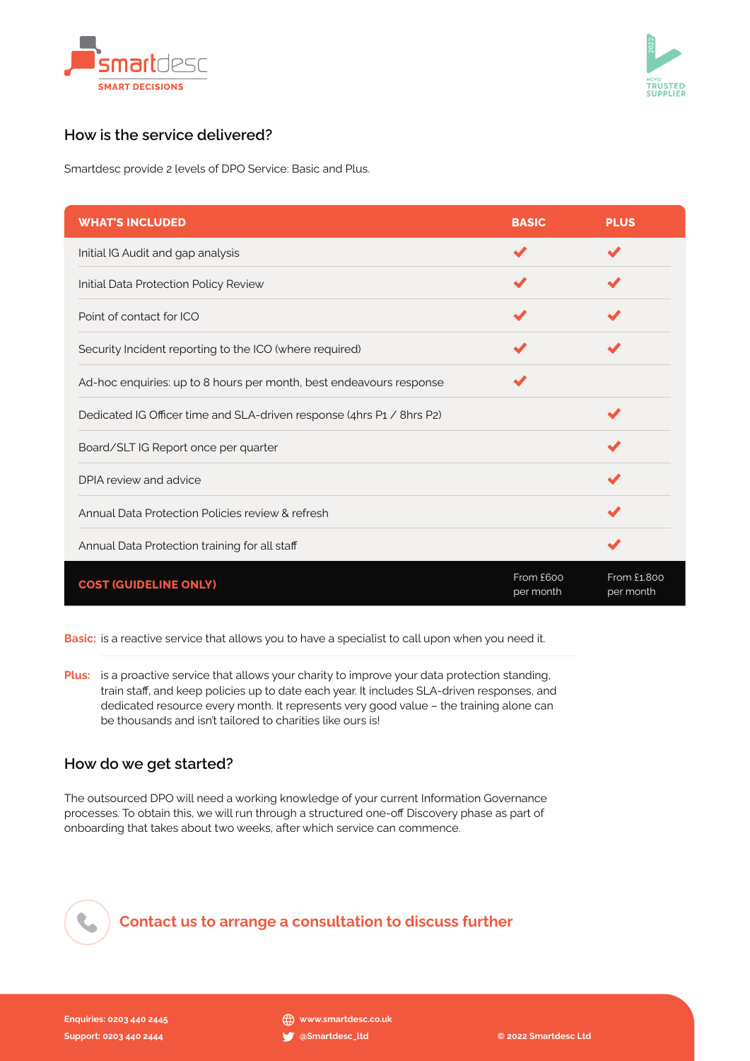## How is the service delivered?

Smartdesc provide 2 levels of DPO Service: Basic and Plus.

| WHAT'S INCLUDED | BASIC | PLUS |
|---|---|---|
| Initial IG Audit and gap analysis | ✔ | ✔ |
| Initial Data Protection Policy Review | ✔ | ✔ |
| Point of contact for ICO | ✔ | ✔ |
| Security Incident reporting to the ICO (where required) | ✔ | ✔ |
| Ad-hoc enquiries: up to 8 hours per month, best endeavours response | ✔ | |
| Dedicated IG Officer time and SLA-driven response (4hrs P1 / 8hrs P2) | | ✔ |
| Board/SLT IG Report once per quarter | | ✔ |
| DPIA review and advice | | ✔ |
| Annual Data Protection Policies review & refresh | | ✔ |
| Annual Data Protection training for all staff | | ✔ |
| **COST (GUIDELINE ONLY)** | From £600 per month | From £1,800 per month |

**Basic:** is a reactive service that allows you to have a specialist to call upon when you need it.

**Plus:** is a proactive service that allows your charity to improve your data protection standing, train staff, and keep policies up to date each year. It includes SLA-driven responses, and dedicated resource every month. It represents very good value – the training alone can be thousands and isn't tailored to charities like ours is!

## How do we get started?

The outsourced DPO will need a working knowledge of your current Information Governance processes. To obtain this, we will run through a structured one-off Discovery phase as part of onboarding that takes about two weeks, after which service can commence.

**Contact us to arrange a consultation to discuss further**

Enquiries: 0203 440 2445
Support: 0203 440 2444

www.smartdesc.co.uk
@Smartdesc_ltd

© 2022 Smartdesc Ltd